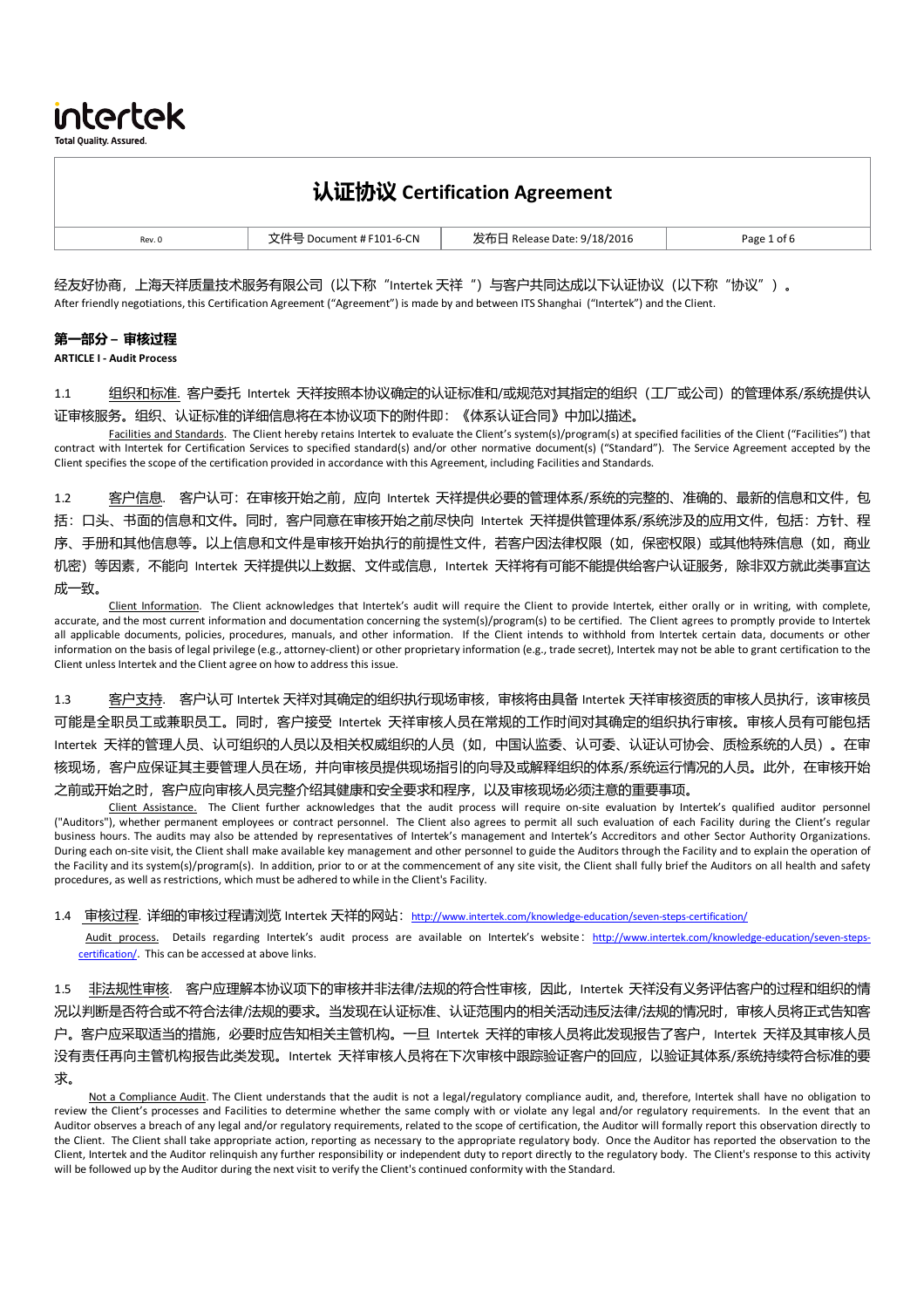intertek
Total Quality. Assured.

# 认证协议 Certification Agreement

| Rev. 0 | 文件号 Document # F101-6-CN | 发布日 Release Date: 9/18/2016 |
|---|---|---|

经友好协商，上海天祥质量技术服务有限公司（以下称"Intertek 天祥"）与客户共同达成以下认证协议（以下称"协议"）。
After friendly negotiations, this Certification Agreement ("Agreement") is made by and between ITS Shanghai ("Intertek") and the Client.

## 第一部分 – 审核过程
**ARTICLE I - Audit Process**

1.1 组织和标准. 客户委托 Intertek 天祥按照本协议确定的认证标准和/或规范对其指定的组织（工厂或公司）的管理体系/系统提供认证审核服务。组织、认证标准的详细信息将在本协议项下的附件即：《体系认证合同》中加以描述。

Facilities and Standards. The Client hereby retains Intertek to evaluate the Client's system(s)/program(s) at specified facilities of the Client ("Facilities") that contract with Intertek for Certification Services to specified standard(s) and/or other normative document(s) ("Standard"). The Service Agreement accepted by the Client specifies the scope of the certification provided in accordance with this Agreement, including Facilities and Standards.

1.2 客户信息. 客户认可：在审核开始之前，应向 Intertek 天祥提供必要的管理体系/系统的完整的、准确的、最新的信息和文件，包括：口头、书面的信息和文件。同时，客户同意在审核开始之前尽快向 Intertek 天祥提供管理体系/系统涉及的应用文件，包括：方针、程序、手册和其他信息等。以上信息和文件是审核开始执行的前提性文件，若客户因法律权限（如，保密权限）或其他特殊信息（如，商业机密）等因素，不能向 Intertek 天祥提供以上数据、文件或信息，Intertek 天祥将有可能不能提供给客户认证服务，除非双方就此类事宜达成一致。

Client Information. The Client acknowledges that Intertek's audit will require the Client to provide Intertek, either orally or in writing, with complete, accurate, and the most current information and documentation concerning the system(s)/program(s) to be certified. The Client agrees to promptly provide to Intertek all applicable documents, policies, procedures, manuals, and other information. If the Client intends to withhold from Intertek certain data, documents or other information on the basis of legal privilege (e.g., attorney-client) or other proprietary information (e.g., trade secret), Intertek may not be able to grant certification to the Client unless Intertek and the Client agree on how to address this issue.

1.3 客户支持. 客户认可 Intertek 天祥对其确定的组织执行现场审核，审核将由具备 Intertek 天祥审核资质的审核人员执行，该审核员可能是全职员工或兼职员工。同时，客户接受 Intertek 天祥审核人员在常规的工作时间对其确定的组织执行审核。审核人员有可能包括 Intertek 天祥的管理人员、认可组织的人员以及相关权威组织的人员（如，中国认监委、认可委、认证认可协会、质检系统的人员）。在审核现场，客户应保证其主要管理人员在场，并向审核员提供现场指引的向导及或解释组织的体系/系统运行情况的人员。此外，在审核开始之前或开始之时，客户应向审核人员完整介绍其健康和安全要求和程序，以及审核现场必须注意的重要事项。

Client Assistance. The Client further acknowledges that the audit process will require on-site evaluation by Intertek's qualified auditor personnel ("Auditors"), whether permanent employees or contract personnel. The Client also agrees to permit all such evaluation of each Facility during the Client's regular business hours. The audits may also be attended by representatives of Intertek's management and Intertek's Accreditors and other Sector Authority Organizations. During each on-site visit, the Client shall make available key management and other personnel to guide the Auditors through the Facility and to explain the operation of the Facility and its system(s)/program(s). In addition, prior to or at the commencement of any site visit, the Client shall fully brief the Auditors on all health and safety procedures, as well as restrictions, which must be adhered to while in the Client's Facility.

1.4 审核过程. 详细的审核过程请浏览 Intertek 天祥的网站：http://www.intertek.com/knowledge-education/seven-steps-certification/

Audit process. Details regarding Intertek's audit process are available on Intertek's website: http://www.intertek.com/knowledge-education/seven-steps-certification/. This can be accessed at above links.

1.5 非法规性审核. 客户应理解本协议项下的审核并非法律/法规的符合性审核，因此，Intertek 天祥没有义务评估客户的过程和组织的情况以判断是否符合或不符合法律/法规的要求。当发现在认证标准、认证范围内的相关活动违反法律/法规的情况时，审核人员将正式告知客户。客户应采取适当的措施，必要时应告知相关主管机构。一旦 Intertek 天祥的审核人员将此发现报告了客户，Intertek 天祥及其审核人员没有责任再向主管机构报告此类发现。Intertek 天祥审核人员将在下次审核中跟踪验证客户的回应，以验证其体系/系统持续符合标准的要求。

Not a Compliance Audit. The Client understands that the audit is not a legal/regulatory compliance audit, and, therefore, Intertek shall have no obligation to review the Client's processes and Facilities to determine whether the same comply with or violate any legal and/or regulatory requirements. In the event that an Auditor observes a breach of any legal and/or regulatory requirements, related to the scope of certification, the Auditor will formally report this observation directly to the Client. The Client shall take appropriate action, reporting as necessary to the appropriate regulatory body. Once the Auditor has reported the observation to the Client, Intertek and the Auditor relinquish any further responsibility or independent duty to report directly to the regulatory body. The Client's response to this activity will be followed up by the Auditor during the next visit to verify the Client's continued conformity with the Standard.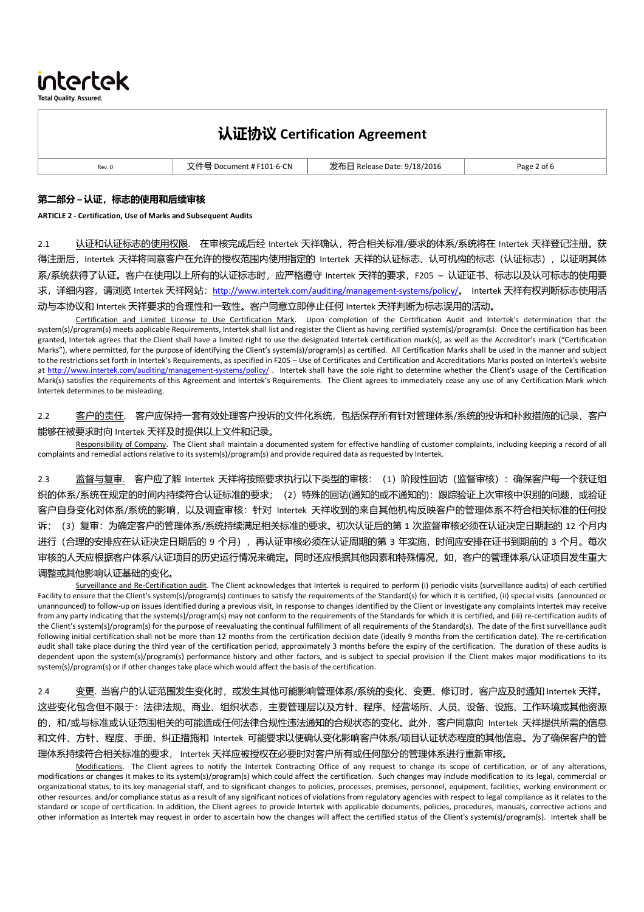**第二部分 – 认证，标志的使用和后续审核**

**ARTICLE 2 - Certification, Use of Marks and Subsequent Audits**

2.1 认证和认证标志的使用权限. 在审核完成后经 Intertek 天祥确认，符合相关标准/要求的体系/系统将在 Intertek 天祥登记注册。获得注册后，Intertek 天祥将同意客户在允许的授权范围内使用指定的 Intertek 天祥的认证标志、认可机构的标志（认证标志），以证明其体系/系统获得了认证。客户在使用以上所有的认证标志时，应严格遵守 Intertek 天祥的要求，F205 – 认证证书、标志以及认可标志的使用要求，详细内容，请浏览 Intertek 天祥网站：http://www.intertek.com/auditing/management-systems/policy/。 Intertek 天祥有权判断标志使用活动与本协议和 Intertek 天祥要求的合理性和一致性。客户同意立即停止任何 Intertek 天祥判断为标志误用的活动。

Certification and Limited License to Use Certification Mark. Upon completion of the Certification Audit and Intertek's determination that the system(s)/program(s) meets applicable Requirements, Intertek shall list and register the Client as having certified system(s)/program(s). Once the certification has been granted, Intertek agrees that the Client shall have a limited right to use the designated Intertek certification mark(s), as well as the Accreditor's mark ("Certification Marks"), where permitted, for the purpose of identifying the Client's system(s)/program(s) as certified. All Certification Marks shall be used in the manner and subject to the restrictions set forth in Intertek's Requirements, as specified in F205 – Use of Certificates and Certification and Accreditations Marks posted on Intertek's website at http://www.intertek.com/auditing/management-systems/policy/ . Intertek shall have the sole right to determine whether the Client's usage of the Certification Mark(s) satisfies the requirements of this Agreement and Intertek's Requirements. The Client agrees to immediately cease any use of any Certification Mark which Intertek determines to be misleading.

2.2 客户的责任. 客户应保持一套有效处理客户投诉的文件化系统，包括保存所有针对管理体系/系统的投诉和补救措施的记录，客户能够在被要求时向 Intertek 天祥及时提供以上文件和记录。

Responsibility of Company. The Client shall maintain a documented system for effective handling of customer complaints, including keeping a record of all complaints and remedial actions relative to its system(s)/program(s) and provide required data as requested by Intertek.

2.3 监督与复审. 客户应了解 Intertek 天祥将按照要求执行以下类型的审核：（1）阶段性回访（监督审核）：确保客户每一个获证组织的体系/系统在规定的时间内持续符合认证标准的要求；（2）特殊的回访(通知的或不通知的)：跟踪验证上次审核中识别的问题，或验证客户自身变化对体系/系统的影响，以及调查审核：针对 Intertek 天祥收到的来自其他机构反映客户的管理体系不符合相关标准的任何投诉；（3）复审：为确定客户的管理体系/系统持续满足相关标准的要求。初次认证后的第 1 次监督审核必须在认证决定日期起的 12 个月内进行（合理的安排应在认证决定日期后的 9 个月），再认证审核必须在认证周期的第 3 年实施，时间应安排在证书到期前的 3 个月。每次审核的人天应根据客户体系/认证项目的历史运行情况来确定。同时还应根据其他因素和特殊情况，如，客户的管理体系/认证项目发生重大调整或其他影响认证基础的变化。

Surveillance and Re-Certification audit. The Client acknowledges that Intertek is required to perform (i) periodic visits (surveillance audits) of each certified Facility to ensure that the Client's system(s)/program(s) continues to satisfy the requirements of the Standard(s) for which it is certified, (ii) special visits (announced or unannounced) to follow-up on issues identified during a previous visit, in response to changes identified by the Client or investigate any complaints Intertek may receive from any party indicating that the system(s)/program(s) may not conform to the requirements of the Standards for which it is certified, and (iii) re-certification audits of the Client's system(s)/program(s) for the purpose of reevaluating the continual fulfillment of all requirements of the Standard(s). The date of the first surveillance audit following initial certification shall not be more than 12 months from the certification decision date (ideally 9 months from the certification date). The re-certification audit shall take place during the third year of the certification period, approximately 3 months before the expiry of the certification. The duration of these audits is dependent upon the system(s)/program(s) performance history and other factors, and is subject to special provision if the Client makes major modifications to its system(s)/program(s) or if other changes take place which would affect the basis of the certification.

2.4 变更. 当客户的认证范围发生变化时，或发生其他可能影响管理体系/系统的变化、变更、修订时，客户应及时通知 Intertek 天祥。这些变化包含但不限于：法律法规、商业、组织状态，主要管理层以及方针、程序、经营场所、人员、设备、设施、工作环境或其他资源的，和/或与标准或认证范围相关的可能造成任何法律合规性违法通知的合规状态的变化。此外，客户同意向 Intertek 天祥提供所需的信息和文件、方针、程度、手册、纠正措施和 Intertek 可能要求以便确认变化影响客户体系/项目认证状态程度的其他信息。为了确保客户的管理体系持续符合相关标准的要求， Intertek 天祥应被授权在必要时对客户所有或任何部分的管理体系进行重新审核。

Modifications. The Client agrees to notify the Intertek Contracting Office of any request to change its scope of certification, or of any alterations, modifications or changes it makes to its system(s)/program(s) which could affect the certification. Such changes may include modification to its legal, commercial or organizational status, to its key managerial staff, and to significant changes to policies, processes, premises, personnel, equipment, facilities, working environment or other resources. and/or compliance status as a result of any significant notices of violations from regulatory agencies with respect to legal compliance as it relates to the standard or scope of certification. In addition, the Client agrees to provide Intertek with applicable documents, policies, procedures, manuals, corrective actions and other information as Intertek may request in order to ascertain how the changes will affect the certified status of the Client's system(s)/program(s). Intertek shall be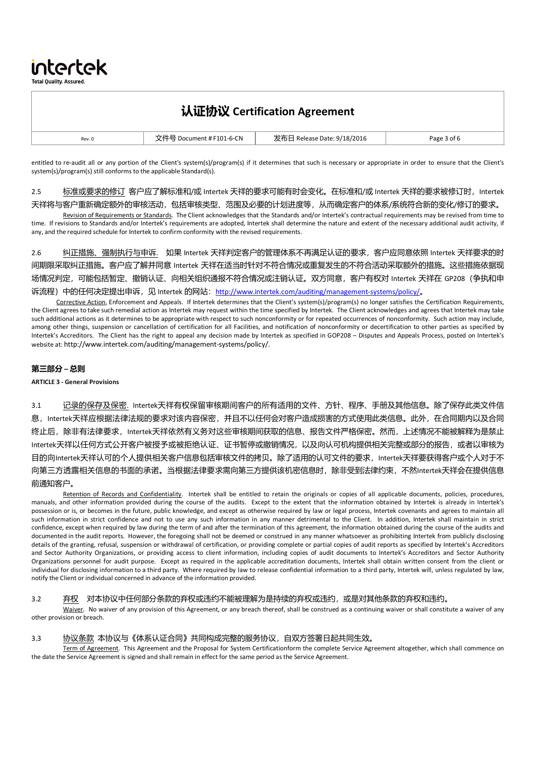entitled to re-audit all or any portion of the Client's system(s)/program(s) if it determines that such is necessary or appropriate in order to ensure that the Client's system(s)/program(s) still conforms to the applicable Standard(s).

2.5 标准或要求的修订 客户应了解标准和/或 Intertek 天祥的要求可能有时会变化。在标准和/或 Intertek 天祥的要求被修订时，Intertek 天祥将与客户重新确定额外的审核活动，包括审核类型、范围及必要的计划进度等，从而确定客户的体系/系统符合新的变化/修订的要求。

Revision of Requirements or Standards. The Client acknowledges that the Standards and/or Intertek's contractual requirements may be revised from time to time. If revisions to Standards and/or Intertek's requirements are adopted, Intertek shall determine the nature and extent of the necessary additional audit activity, if any, and the required schedule for Intertek to confirm conformity with the revised requirements.

2.6 纠正措施、强制执行与申诉. 如果 Intertek 天祥判定客户的管理体系不再满足认证的要求，客户应同意依照 Intertek 天祥要求的时间期限采取纠正措施。客户应了解并同意 Intertek 天祥在适当时针对不符合情况或重复发生的不符合活动采取额外的措施。这些措施依据现场情况判定，可能包括暂定、撤销认证、向相关组织通报不符合情况或注销认证。双方同意，客户有权对 Intertek 天祥在 GP208（争执和申诉流程）中的任何决定提出申诉，见 Intertek 的网站：http://www.intertek.com/auditing/management-systems/policy/。

Corrective Action, Enforcement and Appeals. If Intertek determines that the Client's system(s)/program(s) no longer satisfies the Certification Requirements, the Client agrees to take such remedial action as Intertek may request within the time specified by Intertek. The Client acknowledges and agrees that Intertek may take such additional actions as it determines to be appropriate with respect to such nonconformity or for repeated occurrences of nonconformity. Such action may include, among other things, suspension or cancellation of certification for all Facilities, and notification of nonconformity or decertification to other parties as specified by Intertek's Accreditors. The Client has the right to appeal any decision made by Intertek as specified in GOP208 – Disputes and Appeals Process, posted on Intertek's website at: http://www.intertek.com/auditing/management-systems/policy/.

## 第三部分 – 总则

**ARTICLE 3 - General Provisions**

3.1 记录的保存及保密. Intertek天祥有权保留审核期间客户的所有适用的文件、方针、程序、手册及其他信息。除了保存此类文件信息，Intertek天祥应根据法律法规的要求对该内容保密，并且不以任何会对客户造成损害的方式使用此类信息。此外，在合同期内以及合同终止后，除非有法律要求，Intertek天祥依然有义务对这些审核期间获取的信息、报告文件严格保密。然而，上述情况不能被解释为是禁止Intertek天祥以任何方式公开客户被授予或被拒绝认证、证书暂停或撤销情况，以及向认可机构提供相关完整或部分的报告，或者以审核为目的向Intertek天祥认可的个人提供相关客户信息包括审核文件的拷贝。除了适用的认可文件的要求，Intertek天祥要获得客户或个人对于不向第三方透露相关信息的书面的承诺。当根据法律要求需向第三方提供该机密信息时，除非受到法律约束，不然Intertek天祥会在提供信息前通知客户。

Retention of Records and Confidentiality. Intertek shall be entitled to retain the originals or copies of all applicable documents, policies, procedures, manuals, and other information provided during the course of the audits. Except to the extent that the information obtained by Intertek is already in Intertek's possession or is, or becomes in the future, public knowledge, and except as otherwise required by law or legal process, Intertek covenants and agrees to maintain all such information in strict confidence and not to use any such information in any manner detrimental to the Client. In addition, Intertek shall maintain in strict confidence, except when required by law during the term of and after the termination of this agreement, the information obtained during the course of the audits and documented in the audit reports. However, the foregoing shall not be deemed or construed in any manner whatsoever as prohibiting Intertek from publicly disclosing details of the granting, refusal, suspension or withdrawal of certification, or providing complete or partial copies of audit reports as specified by Intertek's Accreditors and Sector Authority Organizations, or providing access to client information, including copies of audit documents to Intertek's Accreditors and Sector Authority Organizations personnel for audit purpose. Except as required in the applicable accreditation documents, Intertek shall obtain written consent from the client or individual for disclosing information to a third party. Where required by law to release confidential information to a third party, Intertek will, unless regulated by law, notify the Client or individual concerned in advance of the information provided.

3.2 弃权 对本协议中任何部分条款的弃权或违约不能被理解为是持续的弃权或违约，或是对其他条款的弃权和违约。

Waiver. No waiver of any provision of this Agreement, or any breach thereof, shall be construed as a continuing waiver or shall constitute a waiver of any other provision or breach.

3.3 协议条款 本协议与《体系认证合同》共同构成完整的服务协议，自双方签署日起共同生效。

Term of Agreement. This Agreement and the Proposal for System Certificationform the complete Service Agreement altogether, which shall commence on the date the Service Agreement is signed and shall remain in effect for the same period as the Service Agreement.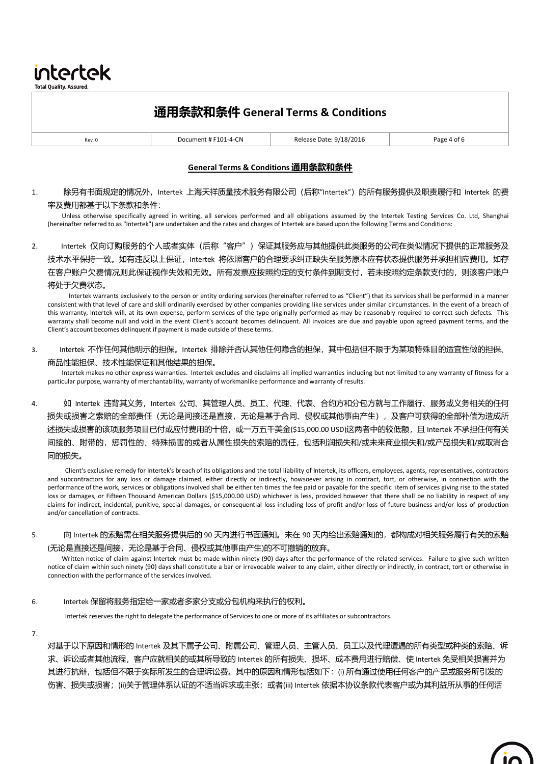## General Terms & Conditions 通用条款和条件

1. 除另有书面规定的情况外，Intertek 上海天祥质量技术服务有限公司（后称"Intertek"）的所有服务提供及职责履行和 Intertek 的费率及费用都基于以下条款和条件：

   Unless otherwise specifically agreed in writing, all services performed and all obligations assumed by the Intertek Testing Services Co. Ltd, Shanghai (hereinafter referred to as "Intertek") are undertaken and the rates and charges of Intertek are based upon the following Terms and Conditions:

2. Intertek 仅向订购服务的个人或者实体（后称"客户"）保证其服务应与其他提供此类服务的公司在类似情况下提供的正常服务及技术水平保持一致。如有违反以上保证，Intertek 将依照客户的合理要求纠正缺失至服务原本应有状态提供服务并承担相应费用。如存在客户账户欠费情况则此保证视作失效和无效。所有发票应按照约定的支付条件到期支付，若未按照约定条款支付的，则该客户账户将处于欠费状态。

   Intertek warrants exclusively to the person or entity ordering services (hereinafter referred to as "Client") that its services shall be performed in a manner consistent with that level of care and skill ordinarily exercised by other companies providing like services under similar circumstances. In the event of a breach of this warranty, Intertek will, at its own expense, perform services of the type originally performed as may be reasonably required to correct such defects. This warranty shall become null and void in the event Client's account becomes delinquent. All invoices are due and payable upon agreed payment terms, and the Client's account becomes delinquent if payment is made outside of these terms.

3. Intertek 不作任何其他明示的担保。Intertek 排除并否认其他任何隐含的担保，其中包括但不限于为某项特殊目的适宜性做的担保、商品性能担保、技术性能保证和其他结果的担保。

   Intertek makes no other express warranties. Intertek excludes and disclaims all implied warranties including but not limited to any warranty of fitness for a particular purpose, warranty of merchantability, warranty of workmanlike performance and warranty of results.

4. 如 Intertek 违背其义务，Intertek 公司、其管理人员、员工、代理、代表、合约方和分包方就与工作履行、服务或义务相关的任何损失或损害之索赔的全部责任（无论是间接还是直接，无论是基于合同、侵权或其他事由产生），及客户可获得的全部补偿为造成所述损失或损害的该项服务项目已付或应付费用的十倍，或一万五千美金($15,000.00 USD)这两者中的较低额，且 Intertek 不承担任何有关间接的、附带的，惩罚性的、特殊损害的或者从属性损失的索赔的责任，包括利润损失和/或未来商业损失和/或产品损失和/或取消合同的损失。

   Client's exclusive remedy for Intertek's breach of its obligations and the total liability of Intertek, its officers, employees, agents, representatives, contractors and subcontractors for any loss or damage claimed, either directly or indirectly, howsoever arising in contract, tort, or otherwise, in connection with the performance of the work, services or obligations involved shall be either ten times the fee paid or payable for the specific item of services giving rise to the stated loss or damages, or Fifteen Thousand American Dollars ($15,000.00 USD) whichever is less, provided however that there shall be no liability in respect of any claims for indirect, incidental, punitive, special damages, or consequential loss including loss of profit and/or loss of future business and/or loss of production and/or cancellation of contracts.

5. 向 Intertek 的索赔需在相关服务提供后的 90 天内进行书面通知。未在 90 天内给出索赔通知的，都构成对相关服务履行有关的索赔(无论是直接还是间接，无论是基于合同、侵权或其他事由产生)的不可撤销的放弃。

   Written notice of claim against Intertek must be made within ninety (90) days after the performance of the related services. Failure to give such written notice of claim within such ninety (90) days shall constitute a bar or irrevocable waiver to any claim, either directly or indirectly, in contract, tort or otherwise in connection with the performance of the services involved.

6. Intertek 保留将服务指定给一家或者多家分支或分包机构来执行的权利。

   Intertek reserves the right to delegate the performance of Services to one or more of its affiliates or subcontractors.

7. 对基于以下原因和情形的 Intertek 及其下属子公司、附属公司、管理人员、主管人员、员工以及代理遭遇的所有类型或种类的索赔、诉求、诉讼或者其他流程，客户应就相关的或其所导致的 Intertek 的所有损失、损坏、成本费用进行赔偿、使 Intertek 免受相关损害并为其进行抗辩，包括但不限于实际所发生的合理诉讼费。其中的原因和情形包括如下：(i) 所有通过使用任何客户的产品或服务所引发的伤害、损失或损害；(ii)关于管理体系认证的不适当诉求或主张；或者(iii) Intertek 依据本协议条款代表客户或为其利益所从事的任何活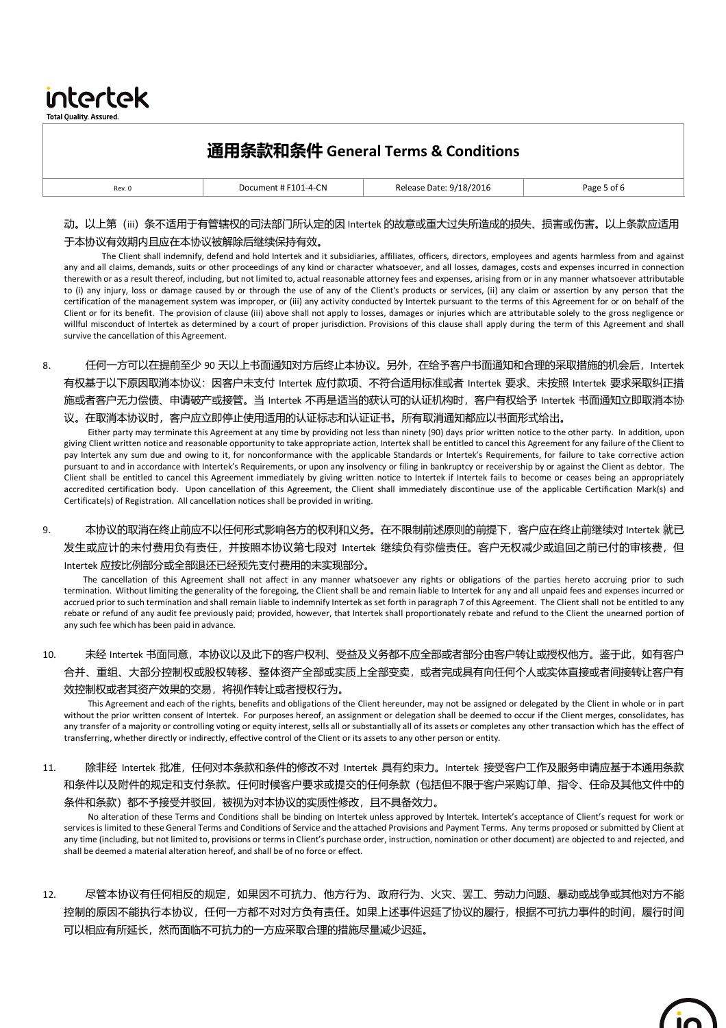动。以上第（iii）条不适用于有管辖权的司法部门所认定的因 Intertek 的故意或重大过失所造成的损失、损害或伤害。以上条款应适用于本协议有效期内且应在本协议被解除后继续保持有效。

The Client shall indemnify, defend and hold Intertek and it subsidiaries, affiliates, officers, directors, employees and agents harmless from and against any and all claims, demands, suits or other proceedings of any kind or character whatsoever, and all losses, damages, costs and expenses incurred in connection therewith or as a result thereof, including, but not limited to, actual reasonable attorney fees and expenses, arising from or in any manner whatsoever attributable to (i) any injury, loss or damage caused by or through the use of any of the Client's products or services, (ii) any claim or assertion by any person that the certification of the management system was improper, or (iii) any activity conducted by Intertek pursuant to the terms of this Agreement for or on behalf of the Client or for its benefit. The provision of clause (iii) above shall not apply to losses, damages or injuries which are attributable solely to the gross negligence or willful misconduct of Intertek as determined by a court of proper jurisdiction. Provisions of this clause shall apply during the term of this Agreement and shall survive the cancellation of this Agreement.

8. 任何一方可以在提前至少 90 天以上书面通知对方后终止本协议。另外，在给予客户书面通知和合理的采取措施的机会后，Intertek 有权基于以下原因取消本协议：因客户未支付 Intertek 应付款项、不符合适用标准或者 Intertek 要求、未按照 Intertek 要求采取纠正措施或者客户无力偿债、申请破产或接管。当 Intertek 不再是适当的获认可的认证机构时，客户有权给予 Intertek 书面通知立即取消本协议。在取消本协议时，客户应立即停止使用适用的认证标志和认证证书。所有取消通知都应以书面形式给出。

Either party may terminate this Agreement at any time by providing not less than ninety (90) days prior written notice to the other party. In addition, upon giving Client written notice and reasonable opportunity to take appropriate action, Intertek shall be entitled to cancel this Agreement for any failure of the Client to pay Intertek any sum due and owing to it, for nonconformance with the applicable Standards or Intertek's Requirements, for failure to take corrective action pursuant to and in accordance with Intertek's Requirements, or upon any insolvency or filing in bankruptcy or receivership by or against the Client as debtor. The Client shall be entitled to cancel this Agreement immediately by giving written notice to Intertek if Intertek fails to become or ceases being an appropriately accredited certification body. Upon cancellation of this Agreement, the Client shall immediately discontinue use of the applicable Certification Mark(s) and Certificate(s) of Registration. All cancellation notices shall be provided in writing.

9. 本协议的取消在终止前应不以任何形式影响各方的权利和义务。在不限制前述原则的前提下，客户应在终止前继续对 Intertek 就已发生或应计的未付费用负有责任，并按照本协议第七段对 Intertek 继续负有弥偿责任。客户无权减少或追回之前已付的审核费，但 Intertek 应按比例部分或全部退还已经预先支付费用的未实现部分。

The cancellation of this Agreement shall not affect in any manner whatsoever any rights or obligations of the parties hereto accruing prior to such termination. Without limiting the generality of the foregoing, the Client shall be and remain liable to Intertek for any and all unpaid fees and expenses incurred or accrued prior to such termination and shall remain liable to indemnify Intertek as set forth in paragraph 7 of this Agreement. The Client shall not be entitled to any rebate or refund of any audit fee previously paid; provided, however, that Intertek shall proportionately rebate and refund to the Client the unearned portion of any such fee which has been paid in advance.

10. 未经 Intertek 书面同意，本协议以及此下的客户权利、受益及义务都不应全部或者部分由客户转让或授权他方。鉴于此，如有客户合并、重组、大部分控制权或股权转移、整体资产全部或实质上全部变卖，或者完成具有向任何个人或实体直接或者间接转让客户有效控制权或者其资产效果的交易，将视作转让或者授权行为。

This Agreement and each of the rights, benefits and obligations of the Client hereunder, may not be assigned or delegated by the Client in whole or in part without the prior written consent of Intertek. For purposes hereof, an assignment or delegation shall be deemed to occur if the Client merges, consolidates, has any transfer of a majority or controlling voting or equity interest, sells all or substantially all of its assets or completes any other transaction which has the effect of transferring, whether directly or indirectly, effective control of the Client or its assets to any other person or entity.

11. 除非经 Intertek 批准，任何对本条款和条件的修改不对 Intertek 具有约束力。Intertek 接受客户工作及服务申请应基于本通用条款和条件以及附件的规定和支付条款。任何时候客户要求或提交的任何条款（包括但不限于客户采购订单、指令、任命及其他文件中的条件和条款）都不予接受并驳回，被视为对本协议的实质性修改，且不具备效力。

No alteration of these Terms and Conditions shall be binding on Intertek unless approved by Intertek. Intertek's acceptance of Client's request for work or services is limited to these General Terms and Conditions of Service and the attached Provisions and Payment Terms. Any terms proposed or submitted by Client at any time (including, but not limited to, provisions or terms in Client's purchase order, instruction, nomination or other document) are objected to and rejected, and shall be deemed a material alteration hereof, and shall be of no force or effect.

12. 尽管本协议有任何相反的规定，如果因不可抗力、他方行为、政府行为、火灾、罢工、劳动力问题、暴动或战争或其他对方不能控制的原因不能执行本协议，任何一方都不对对方负有责任。如果上述事件迟延了协议的履行，根据不可抗力事件的时间，履行时间可以相应有所延长，然而面临不可抗力的一方应采取合理的措施尽量减少迟延。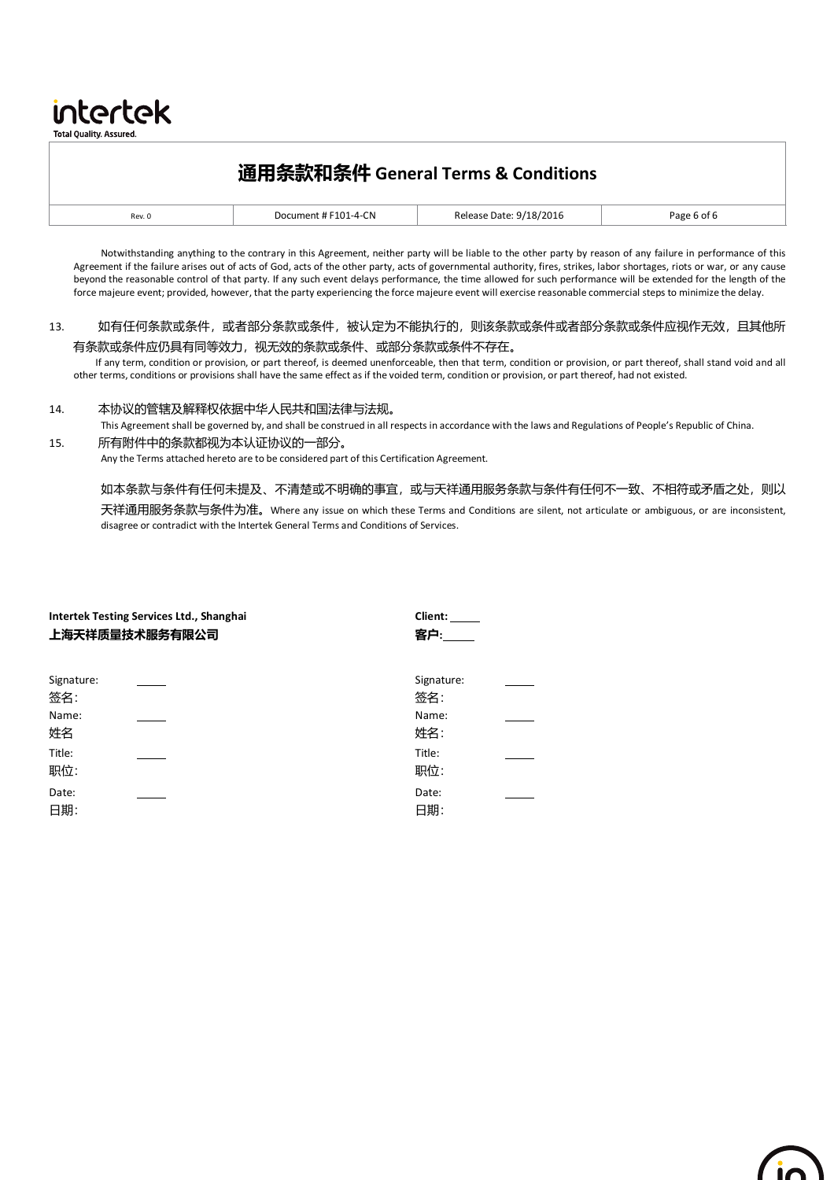Notwithstanding anything to the contrary in this Agreement, neither party will be liable to the other party by reason of any failure in performance of this Agreement if the failure arises out of acts of God, acts of the other party, acts of governmental authority, fires, strikes, labor shortages, riots or war, or any cause beyond the reasonable control of that party. If any such event delays performance, the time allowed for such performance will be extended for the length of the force majeure event; provided, however, that the party experiencing the force majeure event will exercise reasonable commercial steps to minimize the delay.

13. 如有任何条款或条件，或者部分条款或条件，被认定为不能执行的，则该条款或条件或者部分条款或条件应视作无效，且其他所有条款或条件应仍具有同等效力，视无效的条款或条件、或部分条款或条件不存在。

If any term, condition or provision, or part thereof, is deemed unenforceable, then that term, condition or provision, or part thereof, shall stand void and all other terms, conditions or provisions shall have the same effect as if the voided term, condition or provision, or part thereof, had not existed.

14. 本协议的管辖及解释权依据中华人民共和国法律与法规。

This Agreement shall be governed by, and shall be construed in all respects in accordance with the laws and Regulations of People's Republic of China.

15. 所有附件中的条款都视为本认证协议的一部分。

Any the Terms attached hereto are to be considered part of this Certification Agreement.

如本条款与条件有任何未提及、不清楚或不明确的事宜，或与天祥通用服务条款与条件有任何不一致、不相符或矛盾之处，则以天祥通用服务条款与条件为准。Where any issue on which these Terms and Conditions are silent, not articulate or ambiguous, or are inconsistent, disagree or contradict with the Intertek General Terms and Conditions of Services.

| | |
|---|---|
| **Intertek Testing Services Ltd., Shanghai** | **Client:** _____ |
| **上海天祥质量技术服务有限公司** | **客户:** _____ |
| Signature: 签名: _____ | Signature: 签名: _____ |
| Name: 姓名 _____ | Name: 姓名: _____ |
| Title: 职位: _____ | Title: 职位: _____ |
| Date: 日期: _____ | Date: 日期: _____ |